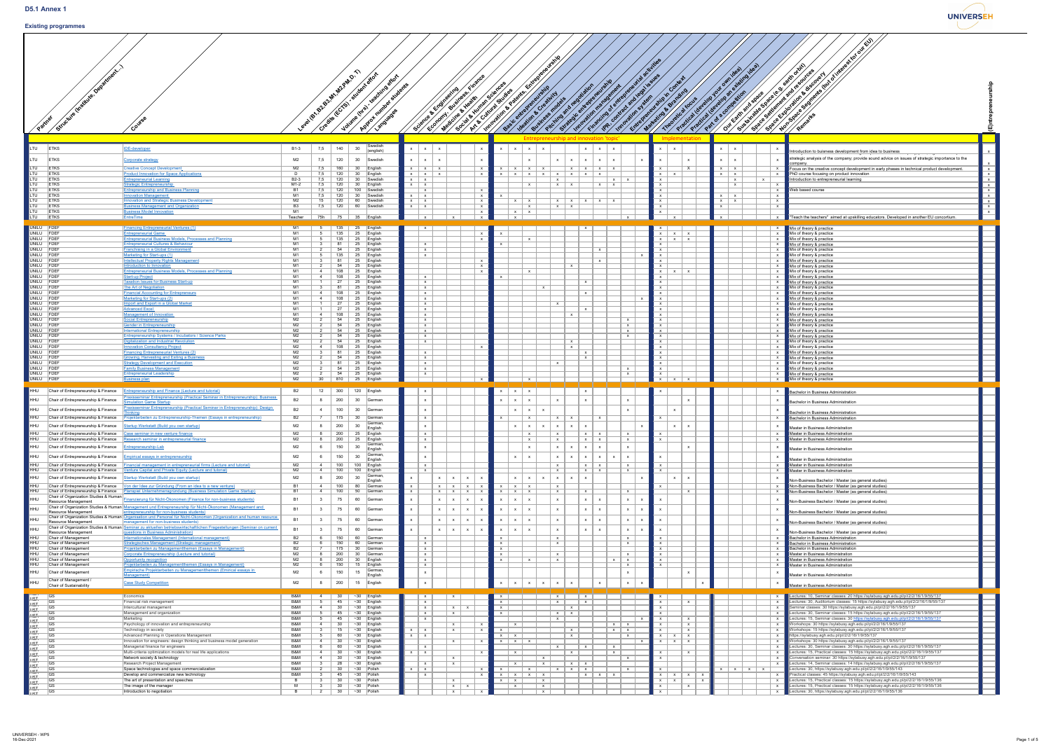# D5.1 Annex 1

## Existing programmes

| Partner | Structure (Institute, Department...) | Course | Level (B1,B2,B3,M1,M2,PM,D,T) | Credits (ECTS) - student effort | Volume (hrs) - teaching effort | Approx number students | Languages | Science & Engineering | Economy, Business, Finance | Medicine & Health | Social & Human Sciences | Art & Cultural Studies | Innovation & Patents, Entrepreneurship | Basic entrepreneurship | Ideation & Creativity | Business models | Pitching and negotiation | Strategic entrepreneurship | Innovation management | Financing of entrepreneurial activities | IPR, contract and legal issues | Innovation system | Entrepreneurship in Context | Marketing & Branding | Theoretical focus | Practical (develop your own idea) | Practical (develop an existing idea) | Part of a competition | Our Earth and space | Sustainable Space (e.g. earth orbit) | Space Settlement and resources | Space Exploration & discovery | Non-Space Segments (but of interest for our EU) | Remarks | (E)ntrepreneurship |
|---|---|---|---|---|---|---|---|---|---|---|---|---|---|---|---|---|---|---|---|---|---|---|---|---|---|---|---|---|---|---|---|---|---|---|---|
| | | | | | | | | | | | | | | Entrepreneurship and innovation 'topic' | | | | | | | | | | | Implementation | | | | | | | | | | |
| LTU | ETKS | IDE-developer | B1-3 | 7,5 | 140 | 30 | Swedish (english) | x | x | x | | | x | x | x | x | | | | | x | x | x | | x | x | | | x | x | | | x | Introduction to business development from idea to business | x |
| LTU | ETKS | Corporate strategy | M2 | 7,5 | 120 | 30 | Swedish | x | x | x | | | x | | | x | | x | x | x | x | x | | x | x | | x | | x | x | | | x | strategic analysis of the company; provide sound advice on issues of strategic importance to the company. | x |
| LTU | ETKS | Creative Concept Development | M2 | 7,5 | 160 | 30 | English | x | x | x | | | x | x | x | x | x | | x | x | x | x | | | x | | X | | x | x | | | x | Focus on the creative concept development in early phases in technical product development. | x |
| LTU | ETKS | Product Innovation for Space Applications | D | 7,5 | 120 | 30 | English | x | x | x | | | x | x | x | x | x | x | x | x | x | | | | x | x | | | x | x | | | x | PhD course focusing on product innovation | x |
| LTU | ETKS | Entrepreneurial Learning | B2-3 | 7,5 | 120 | 30 | English | x | x | | | | | | | | | | x | | | x | x | | x | | | | | x | | x | | Introduction to entrepreneurial learning | x |
| LTU | ETKS | Strategic Entrepreneurship | M1-2 | 7,5 | 120 | 30 | English | x | x | | | | | | | x | | | x | x | | x | x | | x | | | | | x | | | x | | x |
| LTU | ETKS | Entrepreneurship and Business Planning | B1 | 7,5 | 120 | 100 | Swedish | | x | | | | x | | | | | | | | | | | | x | | | | | | | | x | Web based course | x |
| LTU | ETKS | Innovation Management | M1 | 7,5 | 120 | 30 | Swedish | x | x | | | | x | x | | | | | | | | | | | x | | | | x | x | | | x | | x |
| LTU | ETKS | Innovation and Strategic Business Development | M2 | 15 | 120 | 60 | Swedish | x | x | | | | x | | x | x | | x | x | x | x | x | | | x | | | | x | x | | | x | | x |
| LTU | ETKS | Business Management and Organization | B3 | 7,5 | 120 | 60 | Swedish | x | x | | | | x | | | x | | x | x | | | | | | x | | | | x | | | | x | | x |
| LTU | ETKS | Business Model Innovation | M1 | | | | | | | | | | x | | x | x | | | | | | | | | x | | | | | | | | | | x |
| LTU | ETKS | EntreTime | Teacher | 75h | 75 | 35 | English | | x | | x | | x | | x | | | | | | | | x | | | x | | | x | | | | x | "Teach the teachers" aimed at upskilling educators. Developed in another EU consortium. | x |
| UNILU | FDEF | Financing Entrepreneurial Ventures (1) | M1 | 5 | 135 | 25 | English | | x | | | | | | | | | | | x | | | | | x | | | | | | | | x | Mix of theory & practice | |
| UNILU | FDEF | Entrepreneurial Game | M1 | 5 | 135 | 25 | English | | | | | x | x | x | | | | | | | | | | | x | x | x | | | | | | x | Mix of theory & practice | |
| UNILU | FDEF | Entrepreneurial Business Models, Processes and Planning | M1 | 5 | 135 | 25 | English | | | | | | x | | | x | | | | | | | | | x | x | x | | | | | | x | Mix of theory & practice | |
| UNILU | FDEF | Entrepreneurial Cultures & Behaviour | M1 | 3 | 81 | 25 | English | | x | | | | | x | | | | | | | | | | | x | | | | | | | | x | Mix of theory & practice | |
| UNILU | FDEF | Franchising in a Global Environment | M1 | 2 | 54 | 25 | English | | x | | | | | | | | | | | | x | | | | x | | | | | | | | x | Mix of theory & practice | |
| UNILU | FDEF | Marketing for Start-ups (1) | M1 | 5 | 135 | 25 | English | | x | | | | | | | | | | | | | | | x | x | | | | | | | | x | Mix of theory & practice | |
| UNILU | FDEF | Intellectual Property Rights Management | M1 | 3 | 81 | 25 | English | | | | | x | | | | | | | | | x | | | | x | | | | | | | | x | Mix of theory & practice | |
| UNILU | FDEF | Introduction to Innovation | M1 | 2 | 54 | 25 | English | | | | | x | | | | | | | x | | | | | | x | | | | | | | | x | Mix of theory & practice | |
| UNILU | FDEF | Entrepreneurial Business Models, Processes and Planning | M1 | 4 | 108 | 25 | English | | | | | x | | | | x | | | | | | | | | x | x | x | | | | | | x | Mix of theory & practice | |
| UNILU | FDEF | Start-up Project | M1 | 4 | 108 | 25 | English | | x | | | | | x | | | | | | | | | | | x | | | | | | | | x | Mix of theory & practice | |
| UNILU | FDEF | Taxation Issues for Business Start-up | M1 | 1 | 27 | 25 | English | | x | | | | | | | | | | | x | | | | | x | | | | | | | | x | Mix of theory & practice | |
| UNILU | FDEF | The Art of Negotiation | M1 | 3 | 81 | 25 | English | | x | | | | | | | | x | | | | | | | | x | | | | | | | | x | Mix of theory & practice | |
| UNILU | FDEF | Financial Accounting for Entrepreneurs | M1 | 4 | 108 | 25 | English | | x | | | | | | | | | | | x | | | | | x | | | | | | | | x | Mix of theory & practice | |
| UNILU | FDEF | Marketing for Start-ups (2) | M1 | 4 | 108 | 25 | English | | x | | | | | | | | | | | | | | | x | x | | | | | | | | x | Mix of theory & practice | |
| UNILU | FDEF | Import and Export in a Global Market | M1 | 1 | 27 | 25 | English | | x | | | | | | | | | | x | | | | | | x | | | | | | | | x | Mix of theory & practice | |
| UNILU | FDEF | Advanced Excel | M1 | 1 | 27 | 25 | English | | x | | | | | | | | | | | x | | | | | x | | | | | | | | x | Mix of theory & practice | |
| UNILU | FDEF | Management of Innovation | M1 | 4 | 108 | 25 | English | | x | | | | | | | | | | x | | | | | | x | | | | | | | | x | Mix of theory & practice | |
| UNILU | FDEF | Social Entrepreneurship | M2 | 2 | 54 | 25 | English | | x | | | | | | | | | | | | | | x | | x | | | | | | | | x | Mix of theory & practice | |
| UNILU | FDEF | Gender in Entrepreneurship | M2 | 2 | 54 | 25 | English | | x | | | | | | | | | | | | | | x | | x | | | | | | | | x | Mix of theory & practice | |
| UNILU | FDEF | International Entrepreneurship | M2 | 2 | 54 | 25 | English | | x | | | | | | | | | | | | | | x | | x | | | | | | | | x | Mix of theory & practice | |
| UNILU | FDEF | Entrepreneurship Systems / Incubators / Science Parks | M2 | 2 | 54 | 25 | English | | x | | | | | | | | | | | | | | x | | x | | | | | | | | x | Mix of theory & practice | |
| UNILU | FDEF | Digitalization and Industrial Revolution | M2 | 2 | 54 | 25 | English | | x | | | | | | | | | | x | | | | | | x | | | | | | | | x | Mix of theory & practice | |
| UNILU | FDEF | Innovation Consultancy Project | M2 | 4 | 108 | 25 | English | | | | | x | | | | | | | x | | | | | | x | | | | | | | | x | Mix of theory & practice | |
| UNILU | FDEF | Financing Entrepreneurial Ventures (2) | M2 | 3 | 81 | 25 | English | | x | | | | | | | | | | | x | | | | | x | | | | | | | | x | Mix of theory & practice | |
| UNILU | FDEF | Growing, Harvesting and Exiting a Business | M2 | 2 | 54 | 25 | English | | x | | | | | | | | | | | x | | | | | x | | | | | | | | x | Mix of theory & practice | |
| UNILU | FDEF | Strategy Development and Execution | M2 | 3 | 81 | 25 | English | | x | | | | | | | | | | x | | | | | | x | | | | | | | | x | Mix of theory & practice | |
| UNILU | FDEF | Family Business Management | M2 | 2 | 54 | 25 | English | | x | | | | | | | | | | | | | | x | | x | | | | | | | | x | Mix of theory & practice | |
| UNILU | FDEF | Entrepreneurial Leadership | M2 | 2 | 54 | 25 | English | | x | | | | | | | | | | | | | | x | | x | | | | | | | | x | Mix of theory & practice | |
| UNILU | FDEF | Business plan | M2 | 30 | 810 | 25 | English | | | | | x | | | | x | | | | | | | | | x | x | x | | | | | | x | Mix of theory & practice | |
| HHU | Chair of Entrepreneurship & Finance | Entrepreneurship and Finance (Lecture and tutorial) | B2 | 12 | 300 | 120 | English | | x | | | | | x | x | x | | | | x | | | | | x | | | | | | | | x | Bachelor in Business Administration | |
| HHU | Chair of Entrepreneurship & Finance | Praxisseminar Entrepreneurship (Practical Seminar in Entrepreneurship): Business Simulation Game Startup | B2 | 8 | 200 | 30 | German | | x | | | | | x | x | x | | | x | | x | | | x | | | x | | | | | | x | Bachelor in Business Administration | |
| HHU | Chair of Entrepreneurship & Finance | Praxisseminar Entrepreneurship (Practical Seminar in Entrepreneurship): Design Thinking | B2 | 4 | 100 | 30 | German | | x | | | | | | x | x | x | | | | | | | x | | x | | | | | | | x | Bachelor in Business Administration | |
| HHU | Chair of Entrepreneurship & Finance | Projektarbeiten zu Entrepreneurship-Themen (Essays in entrepreneurship) | B2 | 7 | 175 | 30 | German | | x | | | | | x | | x | | x | x | | | x | | | x | | | | | | | | x | Bachelor in Business Administration | |
| HHU | Chair of Entrepreneurship & Finance | Startup Werkstatt (Build you own startup) | M2 | 8 | 200 | 30 | German, English | | x | | | | | | x | x | x | x | x | x | | | | x | | x | x | | | | | | x | Master in Business Administration | |
| HHU | Chair of Entrepreneurship & Finance | Case seminar in new venture finance | M2 | 8 | 200 | 25 | English | | x | | | | | | | x | | x | | x | x | | x | | x | | | | | | | | x | Master in Business Administration | |
| HHU | Chair of Entrepreneurship & Finance | Research seminar in entrepreneurial finance | M2 | 8 | 200 | 25 | English | | x | | | | | | | x | | x | | x | x | | x | | x | | | | | | | | x | Master in Business Administration | |
| HHU | Chair of Entrepreneurship & Finance | Entrepreneurship-Lab | M2 | 6 | 150 | 30 | German, English | | x | | | | | | | x | | x | x | x | x | | x | | | | x | | | | | | x | Master in Business Administration | |
| HHU | Chair of Entrepreneurship & Finance | Empirical essays in entrepreneurship | M2 | 6 | 150 | 30 | German, English | | x | | | | | | x | x | | x | x | x | x | x | x | | x | | | | | | | | x | Master in Business Administration | |
| HHU | Chair of Entrepreneurship & Finance | Financial management in entrepreneurial firms (Lecture and tutorial) | M2 | 4 | 100 | 100 | English | | x | | | | | | | | | x | | x | x | | x | | x | | | | | | | | x | Master in Business Administration | |
| HHU | Chair of Entrepreneurship & Finance | Venture Capital and Private Equity (Lecture and tutorial) | M2 | 4 | 100 | 100 | English | | x | | | | | | | | | x | | x | x | | x | | x | | | | | | | | x | Master in Business Administration | |
| HHU | Chair of Entrepreneurship & Finance | Startup Werkstatt (Build you own startup) | M2 | 8 | 200 | 30 | German, English | x | | x | x | x | x | | x | x | x | x | x | x | | | | x | | x | x | | | | | | x | Non-Business Bachelor / Master (as general studies) | |
| HHU | Chair of Entrepreneurship & Finance | Von der Idee zur Gründung (From an idea to a new venture) | B1 | 4 | 100 | 80 | German | x | | x | x | x | x | x | x | x | | x | | | | | | | x | | | | | | | | x | Non-Business Bachelor / Master (as general studies) | |
| HHU | Chair of Entrepreneurship & Finance | Planspiel Unternehmensgründung (Business Simulation Game Startup) | B1 | 4 | 100 | 50 | German | x | | x | x | x | x | x | x | x | | x | | x | | | x | | | | x | | | | | | x | Non-Business Bachelor / Master (as general studies) | |
| HHU | Chair of Organization Studies & Human Resource Management | Finanzierung für Nicht-Ökonomen (Finance for non-business students) | B1 | 3 | 75 | 60 | German | x | | x | x | x | x | x | x | x | | x | | x | x | | x | x | x | | | | | | | | x | Non-Business Bachelor / Master (as general studies) | |
| HHU | Chair of Organization Studies & Human Resource Management | Management und Entrepreneurship für Nicht-Ökonomen (Management and entrepreneurship for non-business students) | B1 | 3 | 75 | 60 | German | x | | x | x | x | x | x | x | x | | x | | x | x | | x | x | x | | | | | | | | x | Non-Business Bachelor / Master (as general studies) | |
| HHU | Chair of Organization Studies & Human Resource Management | Organisation und Personal für Nicht-Ökonomen (Organization and human resource management for non-business students) | B1 | 3 | 75 | 60 | German | x | | x | x | x | x | x | x | x | | x | | x | x | | x | x | x | | | | | | | | x | Non-Business Bachelor / Master (as general studies) | |
| HHU | Chair of Organization Studies & Human Resource Management | Seminar zu aktuellen betriebswirtschaftlichen Fragestellungen (Seminar on current questions in Business Administration) | B1 | 3 | 75 | 60 | German | x | | x | x | x | x | x | x | x | | x | | x | x | | x | x | x | | | | | | | | x | Non-Business Bachelor / Master (as general studies) | |
| HHU | Chair of Management | Internationales Management (International management) | B2 | 6 | 150 | 60 | German | | x | | | | | x | | | | x | | | | | x | | x | | | | | | | | x | Bachelor in Business Administration | |
| HHU | Chair of Management | Strategisches Management (Strategic management) | B2 | 6 | 150 | 60 | German | | x | | | | | x | | | | x | | | | | x | | x | | | | | | | | x | Bachelor in Business Administration | |
| HHU | Chair of Management | Projektarbeiten zu Managementthemen (Essays in Management) | B2 | 7 | 175 | 30 | German | | x | | | | | x | | | | | | | | | | | x | | | | | | | | x | Bachelor in Business Administration | |
| HHU | Chair of Management | Corporate Entrepreneurship (Lecture and tutorial) | M2 | 8 | 200 | 30 | German | | x | | | | | x | | | | x | | | | | x | | x | | | | | | | | x | Master in Business Administration | |
| HHU | Chair of Management | Opportunity recognition | M2 | 8 | 200 | 30 | English | | x | | | | | x | | x | | x | | | x | x | | | x | | | | | | | | x | Master in Business Administration | |
| HHU | Chair of Management | Projektarbeiten zu Managementthemen (Essays in Management) | M2 | 6 | 150 | 15 | English | | x | | | | | | | | | | | | | | x | | x | | | | | | | | x | Master in Business Administration | |
| HHU | Chair of Management | Empirische Projektarbeiten zu Managementthemen (Emirical essays in Management) | M2 | 6 | 150 | 15 | German, English | | x | | | | | | | | | | | | | | x | | | | x | | | | | | x | Master in Business Administration | |
| HHU | Chair of Management / Chair of Sustainability | Case Study Competition | M2 | 8 | 200 | 15 | English | | x | | | | | x | x | x | x | x | x | | x | | x | x | | | | x | | | | | x | Master in Business Administration | |
| UST | GS | Economics | B&M | 4 | 30 | ~30 | English | | x | | x | | | x | | | | | x | | x | | | | x | | | | | | | | x | Lectures: 10, Seminar classes: 20 https://syllabusy.agh.edu.pl/pl/2/2/16/1/9/55/137 | |
| UST | GS | Financial risk management | B&M | 5 | 45 | ~30 | English | | x | | | | | x | | | | | x | | x | | | | x | | x | | | | | | x | Lectures: 30, Auditorium classes: 15 https://syllabusy.agh.edu.pl/pl/2/2/16/1/9/55/137 | |
| UST | GS | Intercultural management | B&M | 4 | 30 | ~30 | English | | x | | x | x | | x | | | | | | x | | | | | x | | | | | | | | x | Seminar classes: 30 https://syllabusy.agh.edu.pl/pl/2/2/16/1/9/55/137 | |
| UST | GS | Management and organization | B&M | 5 | 45 | ~30 | English | | x | | x | | | x | | | | | x | x | | | | | x | | | | | | | | x | Lectures: 30, Seminar classes: 15 https://syllabusy.agh.edu.pl/pl/2/2/16/1/9/55/137 | |
| UST | GS | Marketing | B&M | 5 | 45 | ~30 | English | | x | | | | | | | | | | x | | | | | x | x | | x | | | | | | x | Lectures: 15, Seminar classes: 30 https://syllabusy.agh.edu.pl/pl/2/2/16/1/9/55/137 | |
| UST | GS | Psychology of innovation and entrepreneurship | B&M | 4 | 30 | ~30 | English | | | | x | | x | | x | | | | | | | x | x | | x | | x | | | | | | x | Workshops: 30 https://syllabusy.agh.edu.pl/pl/2/2/16/1/9/55/137 | |
| UST | GS | Technology in society | B&M | 3 | 15 | ~30 | English | x | x | | x | | x | x | | | | | x | | | x | x | | x | | x | | | | | | x | Workshops: 15 https://syllabusy.agh.edu.pl/pl/2/2/16/1/9/55/137 | |
| UST | GS | Advanced Planning in Operations Management | B&M | 5 | 60 | ~30 | English | x | x | | | | | x | x | | | | | x | | | | | x | x | x | | | | | | x | https://syllabusy.agh.edu.pl/pl/2/2/16/1/9/55/137 | |
| UST | GS | Innovation for engineers: design thinking and business model generation | B&M | 4 | 30 | ~30 | English | | | | x | | x | x | x | x | | | | | | | x | | x | x | x | | | | | | x | Workshops: 30 https://syllabusy.agh.edu.pl/pl/2/2/16/1/9/55/137 | |
| UST | GS | Managerial finance for engineers | B&M | 6 | 60 | ~30 | English | | x | | | | | | | | | x | | | x | x | | | x | | | | | | | | x | Lectures: 30, Seminar classes: 30 https://syllabusy.agh.edu.pl/pl/2/2/16/1/9/55/137 | |
| UST | GS | Multi-criteria optimization models for real life applications | B&M | 4 | 30 | ~30 | English | x | x | | | | x | | x | | | | | x | | x | | | x | | x | | | | | | x | Lectures: 15, Practical classes: 15 https://syllabusy.agh.edu.pl/pl/2/2/16/1/9/55/137 | |
| UST | GS | Network society & technology | B&M | 4 | 30 | ~30 | English | | | | x | | | | | | x | | | | | | x | | x | | | | | | | | x | Conversation seminar: 30 https://syllabusy.agh.edu.pl/pl/2/2/16/1/9/55/137 | |
| UST | GS | Research Project Management | B&M | 3 | 28 | ~30 | English | | x | | x | | | | x | | x | | x | x | | | | | x | | | | | | | | x | Lectures: 14, Seminar classes: 14 https://syllabusy.agh.edu.pl/pl/2/2/16/1/9/55/137 | |
| UST | GS | Space technologies and space commercialization | B&M | 2 | 30 | ~30 | Polish | x | x | | | | x | x | | | x | | x | x | | | | | x | | | | x | x | x | x | x | Lectures: 30, https://syllabusy.agh.edu.pl/pl/2/2/16/1/9/55/143 | |
| UST | GS | Develop and commercialize new technology | B&M | 3 | 45 | ~30 | Polish | | x | | | | x | x | x | x | | x | x | x | x | | | | x | x | x | x | | | | | x | Practical classes: 45 https://syllabusy.agh.edu.pl/pl/2/2/16/1/9/55/143 | |
| UST | GS | The art of presentation and speeches | B | 3 | 30 | ~30 | Polish | | | | x | | | x | x | | x | | | | | | | | x | x | | x | | | | | x | Lectures: 15, Practical classes: 15 https://syllabusy.agh.edu.pl/pl/2/2/16/1/9/55/136 | |
| UST | GS | The image of the manager | M | 3 | 30 | ~30 | Polish | | | | x | x | | | x | | x | | | | | | | | x | | x | | | | | | x | Lectures: 15, Practical classes: 15 https://syllabusy.agh.edu.pl/pl/2/2/16/1/9/55/136 | |
| UST | GS | Introduction to negotiation | B | 2 | 30 | ~30 | Polish | | | | x | | x | | | | x | | | | | | | | x | | | | | | | | x | Lectures: 30, https://syllabusy.agh.edu.pl/pl/2/2/16/1/9/55/136 | |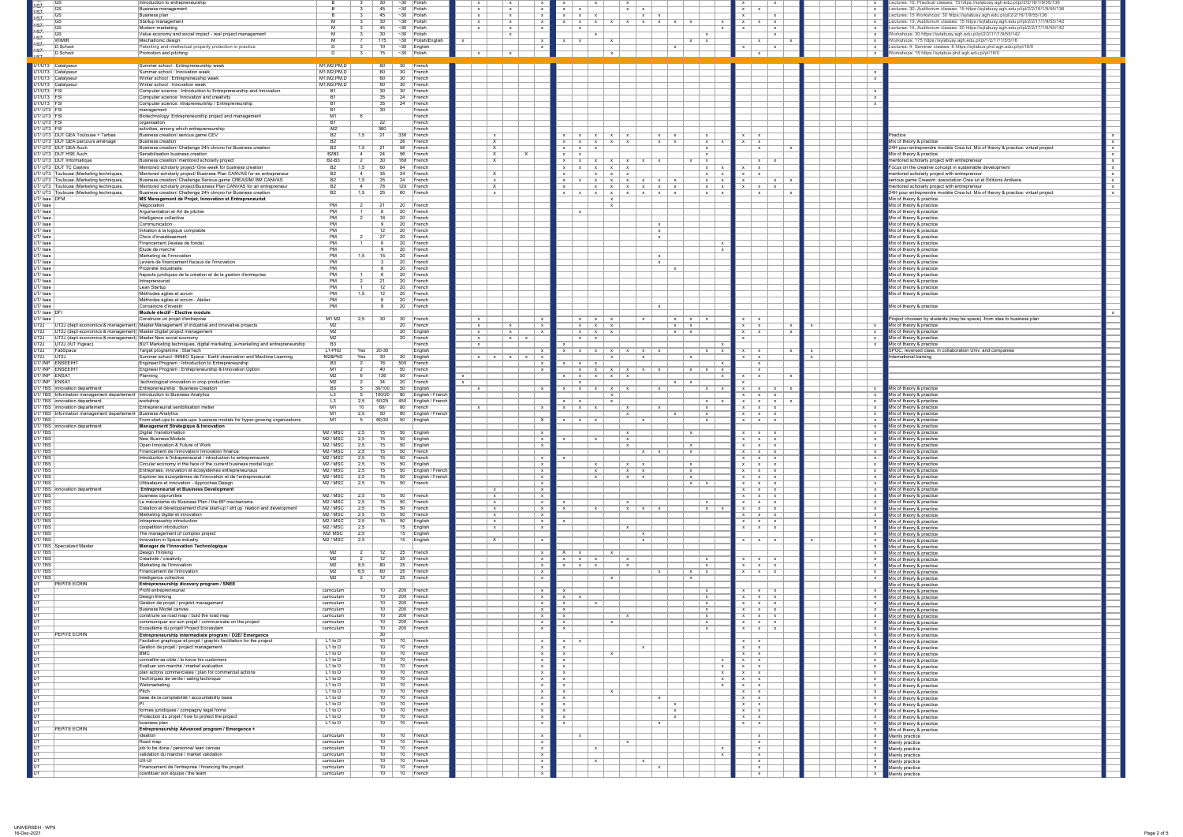| Institution | Department | Course | Level | ECTS | Hours | Students | Language | Comments |
|---|---|---|---|---|---|---|---|---|
| AGH UST | GS | Introduction to entrepreneurship | B | 3 | 30 | ~30 | Polish | Lectures: 15, Practical classes: 15 https://sylabusy.agh.edu.pl/pl/2/2/16/1/9/55/136 |
| AGH UST | GS | Business management | B | 3 | 45 | ~30 | Polish | Lectures: 30, Auditorium classes: 15 https://sylabusy.agh.edu.pl/pl/2/2/16/1/9/55/136 |
| AGH UST | GS | Business plan | B | 3 | 45 | ~30 | Polish | Lectures: 15 Workshops: 30 https://sylabusy.agh.edu.pl/pl/2/2/16/1/9/55/136 |
| AGH UST | GS | Startup management | M | 3 | 30 | ~30 | Polish | Lectures: 15, Auditorium classes: 15 https://sylabusy.agh.edu.pl/pl/2/2/17/1/9/55/142 |
| AGH UST | GS | Modern marketing | M | 3 | 45 | ~30 | Polish | Lectures: 15, Auditorium classes: 30 https://sylabusy.agh.edu.pl/pl/2/2/17/1/9/55/142 |
| AGH UST | GS | Value economy and social impact - real project management | M | 3 | 30 | ~30 | Polish | Workshops: 30 https://sylabusy.agh.edu.pl/pl/2/2/17/1/9/55/142 |
| AGH UST | WIMIR | Mechatronic design | M | 7 | 175 | ~30 | Polish/English | Workshops: 175 https://sylabusy.agh.edu.pl/pl/1/2/17/1/5/5/18 |
| AGH UST | D.School | Patenting and intellectual property protection in practice | D | 3 | 10 | ~30 | English | Lectures: 4, Seminar classes: 6 https://sylabus.phd.agh.edu.pl/pl/16/0 |
| AGH UST | D.School | Promotion and pitching | D | 3 | 15 | ~30 | Polish | Workshops: 15 https://sylabus.phd.agh.edu.pl/pl/16/0 |
| UT/UT3 | Catalyseur | Summer school : Entrepreneurship week | M1,M2,PM,D | | 60 | 30 | French | |
| UT/UT3 | Catalyseur | Summer school : Innovation week | M1,M2,PM,D | | 60 | 30 | French | |
| UT/UT3 | Catalyseur | Winter school : Entrepreneurship week | M1,M2,PM,D | | 60 | 30 | French | |
| UT/UT3 | Catalyseur | Winter school : Innovation week | M1,M2,PM,D | | 60 | 30 | French | |
| UT/UT3 | FSI | Computer science : Introduction to Entrepreneurship and Innovation | B1 | | 30 | 30 | French | |
| UT/UT3 | FSI | Computer science : Innovation and creativity | B1 | | 35 | 24 | French | |
| UT/UT3 | FSI | Computer science : ntrapreneurship / Entrepreneurship | B1 | | 35 | 24 | French | |
| UT/ UT3 | FSI | management | B1 | | 30 | | French | |
| UT/ UT3 | FSI | Biotechnology: Entrepreneurship project and management | M1 | 6 | | | French | |
| UT/ UT3 | FSI | organisation | B1 | | 22 | | French | |
| UT/ UT3 | FSI | activities, among which entrepreneurship | -M2 | | 360 | | French | |
| UT/ UT3 | DUT GEA Toulouse + Tarbes | Business creation/ serious game CEV | B2 | 1,5 | 21 | 336 | French | Practice |
| UT/ UT3 | DUT GEA parcours aménage | Business creation | B2 | | | 26 | French | Mix of theory & practice |
| UT/ UT3 | DUT GEA Auch | Business creation/ Challenge 24h chrono for Business creation | B2 | 1,5 | 21 | 56 | French | 24H pour entreprendre modèle Crea lut: Mix of theory & practice: virtual project |
| UT/ UT3 | DUT HSE Auch | Sensibilisation business creation | B2B3 | 4 | 24 | 56 | French | Mix of theory & practice |
| UT/ UT3 | DUT Informatique | Business creation/ mentored scholarly project | B2-B3 | 2 | 30 | 168 | French | mentored scholarly project with entrepreneur |
| UT/ UT3 | DUT TC Castres | Mentored scholarly project/ One week for business creation | B2 | 1,5 | 60 | 84 | French | Focus on the creative concept in sustainable development |
| UT/ UT3 | Toulouse (Marketing techniques. | Mentored scholarly project/ Business Plan CANVAS for an entrepreneur | B2 | 4 | 35 | 24 | French | mentored scholarly project with entrepreneur |
| UT/ UT3 | Toulouse (Marketing techniques. | Business creation/ Challenge Serious game CREASIM/ BM CANVAS | B2 | 1,5 | 35 | 24 | French | serious game Creasim: association Crea lut et Editions Antikera |
| UT/ UT3 | Toulouse (Marketing techniques. | Mentored scholarly project/Business Plan CANVAS for an entrepreneur | B2 | 4 | 78 | 120 | French | mentored scholarly project with entrepreneur |
| UT/ UT3 | Toulouse (Marketing techniques. | Business creation/ Challenge 24h chrono for Business creation | B2 | 1,5 | 25 | 60 | French | 24H pour entreprendre modèle Crea lut: Mix of theory & practice: virtual project |
| UT/ tsm | DFM | **MS Management de Projet, Innovation et Entrepreneuriat** | | | | | | Mix of theory & practice |
| UT/ tsm | | Négociation | PM | 2 | 21 | 20 | French | Mix of theory & practice |
| UT/ tsm | | Argumentation et Art de pitcher | PM | 1 | 6 | 20 | French | Mix of theory & practice |
| UT/ tsm | | Intelligence collective | PM | 2 | 18 | 20 | French | Mix of theory & practice |
| UT/ tsm | | Communication | PM | | 9 | 20 | French | Mix of theory & practice |
| UT/ tsm | | Initiation à la logique comptable | PM | | 12 | 20 | French | Mix of theory & practice |
| UT/ tsm | | Choix d'investissement | PM | 2 | 27 | 20 | French | Mix of theory & practice |
| UT/ tsm | | Financement (levées de fonds) | PM | 1 | 6 | 20 | French | Mix of theory & practice |
| UT/ tsm | | Étude de marché | PM | | 9 | 20 | French | Mix of theory & practice |
| UT/ tsm | | Marketing de l'innovation | PM | 1,5 | 15 | 20 | French | Mix of theory & practice |
| UT/ tsm | | Leviers de financement fiscaux de l'innovation | PM | | 3 | 20 | French | Mix of theory & practice |
| UT/ tsm | | Propriété industrielle | PM | | 6 | 20 | French | Mix of theory & practice |
| UT/ tsm | | Aspects juridiques de la création et de la gestion d'entreprise | PM | 1 | 6 | 20 | French | Mix of theory & practice |
| UT/ tsm | | Intrapreneuriat | PM | 2 | 21 | 20 | French | Mix of theory & practice |
| UT/ tsm | | Lean Startup | PM | 1 | 12 | 20 | French | Mix of theory & practice |
| UT/ tsm | | Méthodes agiles et scrum | PM | 1,5 | 12 | 20 | French | Mix of theory & practice |
| UT/ tsm | | Méthodes agiles et scrum - Atelier | PM | | 6 | 20 | French | |
| UT/ tsm | | Convaincre d'investir | PM | | 9 | 20 | French | Mix of theory & practice |
| UT/ tsm | DFI | **Module électif - Elective module** | | | | | | |
| UT/ tsm | | Construire un projet d'entreprise | M1 M2 | 2,5 | 30 | 30 | French | Project choosen by students (may be space) -from idea to business plan |
| UT2J | UT2J (dept economics & management) | Master Management of industrial and innovative projects | M2 | | | 20 | French | Mix of theory & practice |
| UT2J | UT2J (dept economics & management) | Master Digital project management | M2 | | | 20 | English | Mix of theory & practice |
| UT2J | UT2J (dept economics & management) | Master New social economy | M2 | | | 20 | French | Mix of theory & practice |
| UT2J | UT2J (IUT Figeac) | BUT Marketing techniques, digital marketing, e-marketing and entrepreneurship | B3 | | | | French | Mix of theory & practice |
| UT2J | FabSpace | Target programme : StarTech | L1-PhD | Yes | 20-30 | | | SPDC, reversed class, in collaboration Univ. and companies |
| UT2J | UT2J | Summer school: INNEO Space - Earth observation and Machine Learning | M2&PhD | Yes | 30 | 20 | English | International training |
| UT/ INP | ENSEEIHT | Engineer Program : Introduction to Entrepreneurship | B3 | 2 | 16 | 500 | French | |
| UT/ INP | ENSEEIHT | Engineer Program : Entrepreneurship & Innovation Option | M1 | 2 | 40 | 50 | French | |
| UT/ INP | ENSAT | Planning | M2 | 6 | 126 | 50 | French | |
| UT/ INP | ENSAT | technological innovation in crop production | M2 | 2 | 34 | 20 | French | |
| UT/ TBS | innovation department | Entrepreneurship : Business Creation | B3 | 5 | 30/100 | 50 | English | Mix of theory & practice |
| UT/ TBS | Information management departement | Introduction to Business Analytics | L3 | 5 | 100/20 | 80 | English / French | Mix of theory & practice |
| UT/ TBS | innovation department | workshop | L3 | 2,5 | 50/25 | 450 | English / French | Mix of theory & practice |
| UT/ TBS | innovation department | Entrepreneurial sensibilisation meter | M1 | 10 | 80 | 80 | English / French | Mix of theory & practice |
| UT/ TBS | Information management departement | Business Analytics | M1 | 2,5 | 50 | 80 | English / French | Mix of theory & practice |
| UT/ TBS | | From start-ups to scale-ups: business models for hyper-growing organizations | M1 | 5 | 60/30 | 50 | English | Mix of theory & practice |
| UT/ TBS | innovation department | **Management Stratégique & Innovation** | | | | | | Mix of theory & practice |
| UT/ TBS | | Digital Transformation | M2 / MSC | 2,5 | 15 | 50 | English | Mix of theory & practice |
| UT/ TBS | | New Business Models | M2 / MSC | 2,5 | 15 | 50 | English | Mix of theory & practice |
| UT/ TBS | | Open Innovation & Future of Work | M2 / MSC | 2,5 | 15 | 50 | English | Mix of theory & practice |
| UT/ TBS | | Financement de l'innovation/ Innovation finance | M2 / MSC | 2,5 | 15 | 50 | French | Mix of theory & practice |
| UT/ TBS | | Introduction à l'entrepreneuriat / introduction to entrepreneurshi | M2 / MSC | 2,5 | 15 | 50 | French | Mix of theory & practice |
| UT/ TBS | | Circular economy in the face of the current business model logic | M2 / MSC | 2,5 | 15 | 50 | English | Mix of theory & practice |
| UT/ TBS | | Entreprises, innovation et écosystèmes entrepreneuriaux | M2 / MSC | 2,5 | 15 | 50 | English / French | Mix of theory & practice |
| UT/ TBS | | Explorer les écosystèmes de l'innovation et de l'entrepreneuriat | M2 / MSC | 2,5 | 15 | 50 | English / French | Mix of theory & practice |
| UT/ TBS | | Utilisateurs et innovation - Approches Design | M2 / MSC | 2,5 | 15 | 50 | French | Mix of theory & practice |
| UT/ TBS | innovation department | **Entrepreneuriat et Business Development** | | | | | | Mix of theory & practice |
| UT/ TBS | | business opprunities | M2 / MSC | 2,5 | 15 | 50 | French | Mix of theory & practice |
| UT/ TBS | | Le mécanisme du Business Plan / the BP mechanisms | M2 / MSC | 2,5 | 15 | 50 | French | Mix of theory & practice |
| UT/ TBS | | Création et développement d'une start-up / strt up realion and development | M2 / MSC | 2,5 | 15 | 50 | French | Mix of theory & practice |
| UT/ TBS | | Marketing digital et innovation | M2 / MSC | 2,5 | 15 | 50 | French | Mix of theory & practice |
| UT/ TBS | | Intrapreneurship introduction | M2 / MSC | 2,5 | 15 | 50 | English | Mix of theory & practice |
| UT/ TBS | | coopetition introduction | M2/ MSC | 2,5 | | 15 | English | Mix of theory & practice |
| UT/ TBS | | The management of complex project | M2/ MSC | 2,5 | | 15 | English | Mix of theory & practice |
| UT/ TBS | | Innovation in Space industry | M2 / MSC | 2,5 | | 15 | English | Mix of theory & practice |
| UT/ TBS | Specialized Master | **Manager de l'Innovation Technologique** | | | | | | Mix of theory & practice |
| UT/ TBS | | Design Thinking | M2 | 2 | 12 | 25 | French | Mix of theory & practice |
| UT/ TBS | | Créativité / creativity | M2 | 2 | 12 | 25 | French | Mix of theory & practice |
| UT/ TBS | | Marketing de l'Innovation | M2 | 8,5 | 80 | 25 | French | Mix of theory & practice |
| UT/ TBS | | Financement de l'innovation | M2 | 8,5 | 80 | 25 | French | Mix of theory & practice |
| UT/ TBS | | Intelligence collective | M2 | 2 | 12 | 25 | French | Mix of theory & practice |
| UT | PEPITE ECRIN | **Entrepreneurship dicovery program / SNEE** | | | | | | Mix of theory & practice |
| UT | | Profil entrepreneurial | curriculum | | 10 | 200 | French | Mix of theory & practice |
| UT | | Design thinking | curriculum | | 10 | 200 | French | Mix of theory & practice |
| UT | | Gestion de projet / project management | curriculum | | 10 | 200 | French | Mix of theory & practice |
| UT | | Business Model canvas | curriculum | | 10 | 200 | French | Mix of theory & practice |
| UT | | construire sa road map / build the road map | curriculum | | 10 | 200 | French | Mix of theory & practice |
| UT | | communiquer sur son projet / communicate on the project | curriculum | | 10 | 200 | French | Mix of theory & practice |
| UT | | Ecosytème du projet/ Project Ecosaytem | curriculum | | 10 | 200 | French | Mix of theory & practice |
| UT | PEPITE ECRIN | **Entrepreneurship intermediate program / D2E/ Emergence** | | | 30 | | | Mix of theory & practice |
| UT | | Facilation graphique et projet / graphic facilitation for the project | L1 to D | | 10 | 70 | French | Mix of theory & practice |
| UT | | Gestion de projet / project management | L1 to D | | 10 | 70 | French | Mix of theory & practice |
| UT | | BMC | L1 to D | | 10 | 70 | French | Mix of theory & practice |
| UT | | connaître sa cible / to know his customers | L1 to D | | 10 | 70 | French | Mix of theory & practice |
| UT | | Evaluer son marché / market evaluation | L1 to D | | 10 | 70 | French | Mix of theory & practice |
| UT | | plan actions commerciales / plan for commercial actions | L1 to D | | 10 | 70 | French | Mix of theory & practice |
| UT | | Techniques de vente / saling technique | L1 to D | | 10 | 70 | French | Mix of theory & practice |
| UT | | Webmarketing | L1 to D | | 10 | 70 | French | Mix of theory & practice |
| UT | | Pitch | L1 to D | | 10 | 70 | French | Mix of theory & practice |
| UT | | base de la comptabilité / accountability basis | L1 to D | | 10 | 70 | French | Mix of theory & practice |
| UT | | PI | L1 to D | | 10 | 70 | French | Mix of theory & practice |
| UT | | formes juridiques / compagny legal forms | L1 to D | | 10 | 70 | French | Mix of theory & practice |
| UT | | Protection du projet / how to protect the project | L1 to D | | 10 | 70 | French | Mix of theory & practice |
| UT | | business plan | L1 to D | | 10 | 70 | French | Mix of theory & practice |
| UT | PEPITE ECRIN | **Entrepreneurship Advanced program / Emergence +** | | | | | | Mix of theory & practice |
| UT | | idéation | curriculum | | 10 | 10 | French | Mainly practice |
| UT | | Road map | curriculum | | 10 | 10 | French | Mainly practice |
| UT | | job to be done / personna/ lean canvas | curriculum | | 10 | 10 | French | Mainly practice |
| UT | | validation du marché / market validation | curriculum | | 10 | 10 | French | Mainly practice |
| UT | | UX-UI | curriculum | | 10 | 10 | French | Mainly practice |
| UT | | Financement de l'entreprise / financing the project | curriculum | | 10 | 10 | French | Mainly practice |
| UT | | constituer son équipe / the team | curriculum | | 10 | 10 | French | Mainly practice |

UNIVERSEH - WP5
16-Dec-2021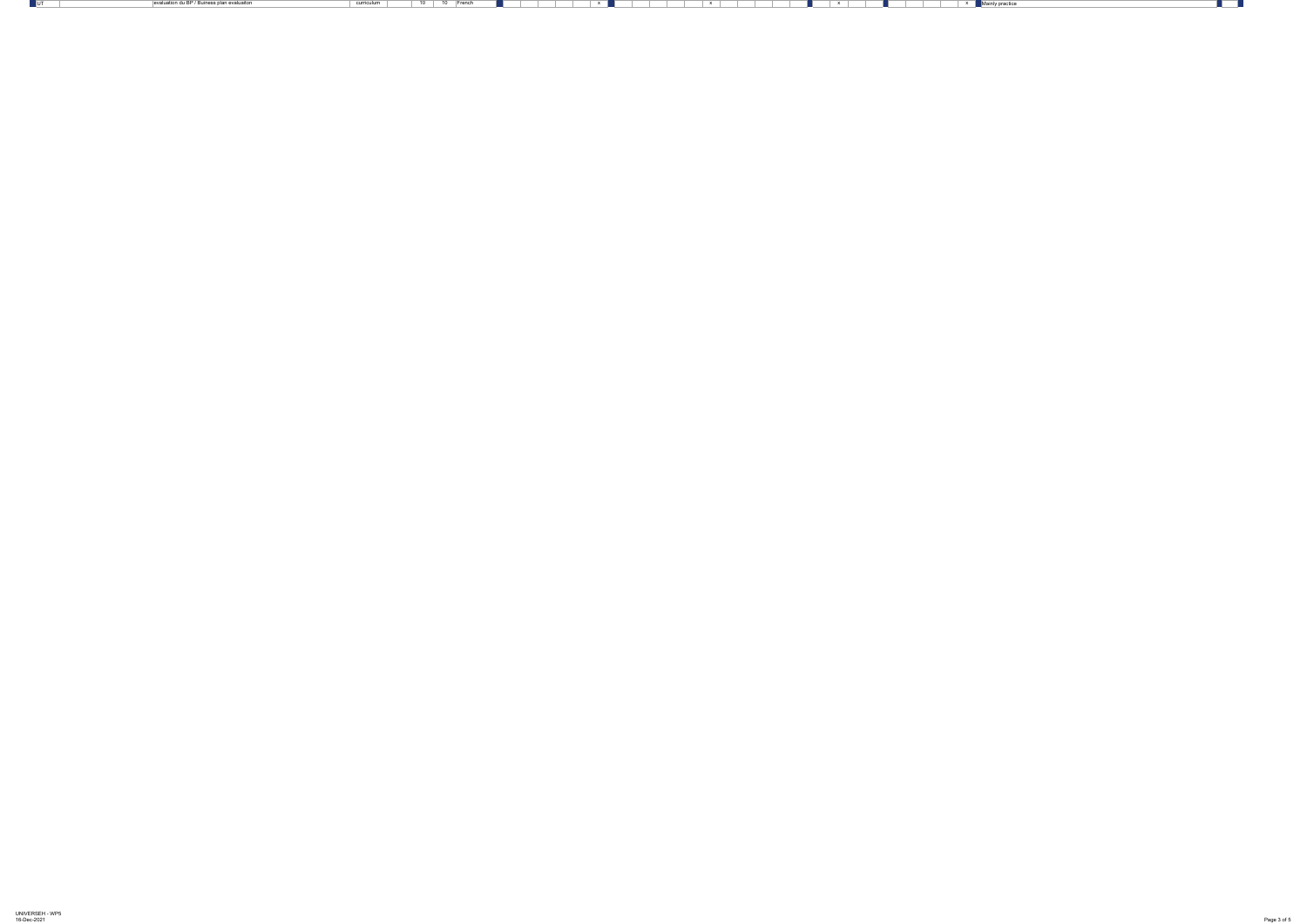| UT | | evaluation du BP / Buiness plan evaluation | curriculum | | 10 | 10 | French | | | | | | | x | | | | | | | x | | | | | | | x | | | | | | x | Mainly practice | | |
|---|---|---|---|---|---|---|---|---|---|---|---|---|---|---|---|---|---|---|---|---|---|---|---|---|---|---|---|---|---|---|---|---|---|---|---|---|---|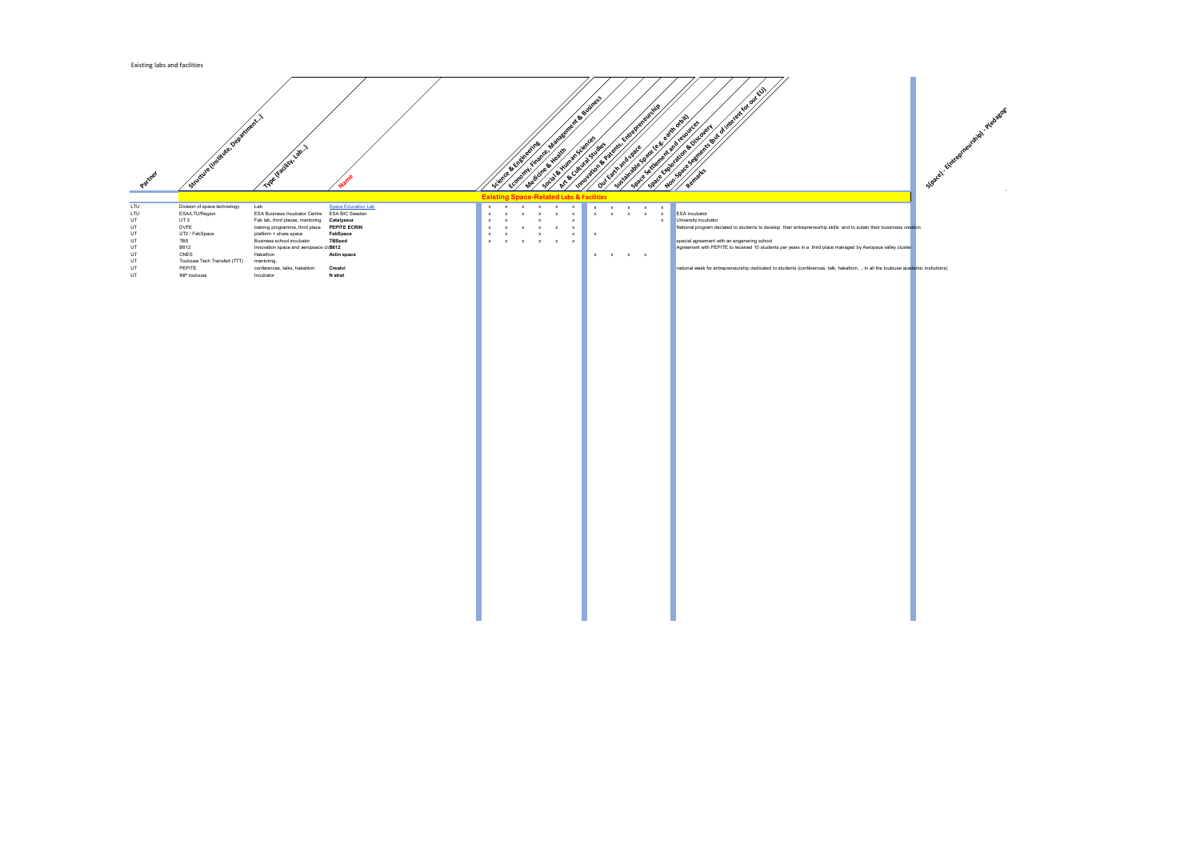Existing labs and facilities

| Partner | Structure (Institute, Department...) | Type (Facility, Lab...) | Name | Science & Engineering | Economy, Finance, Management & Business | Medicine & Health | Social & Human Sciences | Art & Cultural Studies | Innovation & Patents, Entrepreneurship | Our Earth and space | Sustainable Space (e.g. earth orbit) | Space Settlement and resources | Space Exploration & Discovery | Non-Space Segments (but of interest for our EU) | Remarks | S(pace) - E(ntrepreneurship) - P(edagogy) |
|---|---|---|---|---|---|---|---|---|---|---|---|---|---|---|---|---|
| **Existing Space-Related Labs & Facilities** | | | | | | | | | | | | | | | | |
| LTU | Division of space technology | Lab | Space Education Lab | x | x | x | x | x | x | x | x | x | x | x | | |
| LTU | ESA/LTU/Region | ESA Buisness Incubator Centre | ESA BIC Sweden | x | x | x | x | x | x | x | x | x | x | x | ESA incubator | |
| UT | UT 3 | Fab lab, third places, mentoring | **Catalyseur** | x | x | | x | | x | | | | | x | University incubator | |
| UT | DVFE | training programme, third place | **PEPITE ECRIN** | x | x | x | x | x | x | | | | | | National program deciated to students to develop their entrepreneurhip skills and to sutain their bussiness creation | |
| UT | UT2 / FabSpace | platform + share space | **FabSpace** | x | x | | x | | x | x | | | | | | |
| UT | TBS | Business school incubator | **TBSeed** | x | x | x | x | x | x | | | | | | special agreement with an engenering school | |
| UT | B612 | Innovation space and aeropsace cluster | **B612** | | | | | | | | | | | | Agreement with PEPITE to received 10 students per years in a third place managed by Aeropace valley cluster | |
| UT | CNES | Hakathon | **Actin space** | | | | | | | x | x | x | x | | | |
| UT | Toulouse Tech Transfert (TTT) | mentoring, | | | | | | | | | | | | | | |
| UT | PEPITE | conferences, talks, hakahton | **Creatvi** | | | | | | | | | | | | national week for entrepreneurship dedicated to students (conférences, talk, hakathon, ...in all the toulouse academic insitutions) | |
| UT | INP toulouse | Incubator | **N strat** | | | | | | | | | | | | | |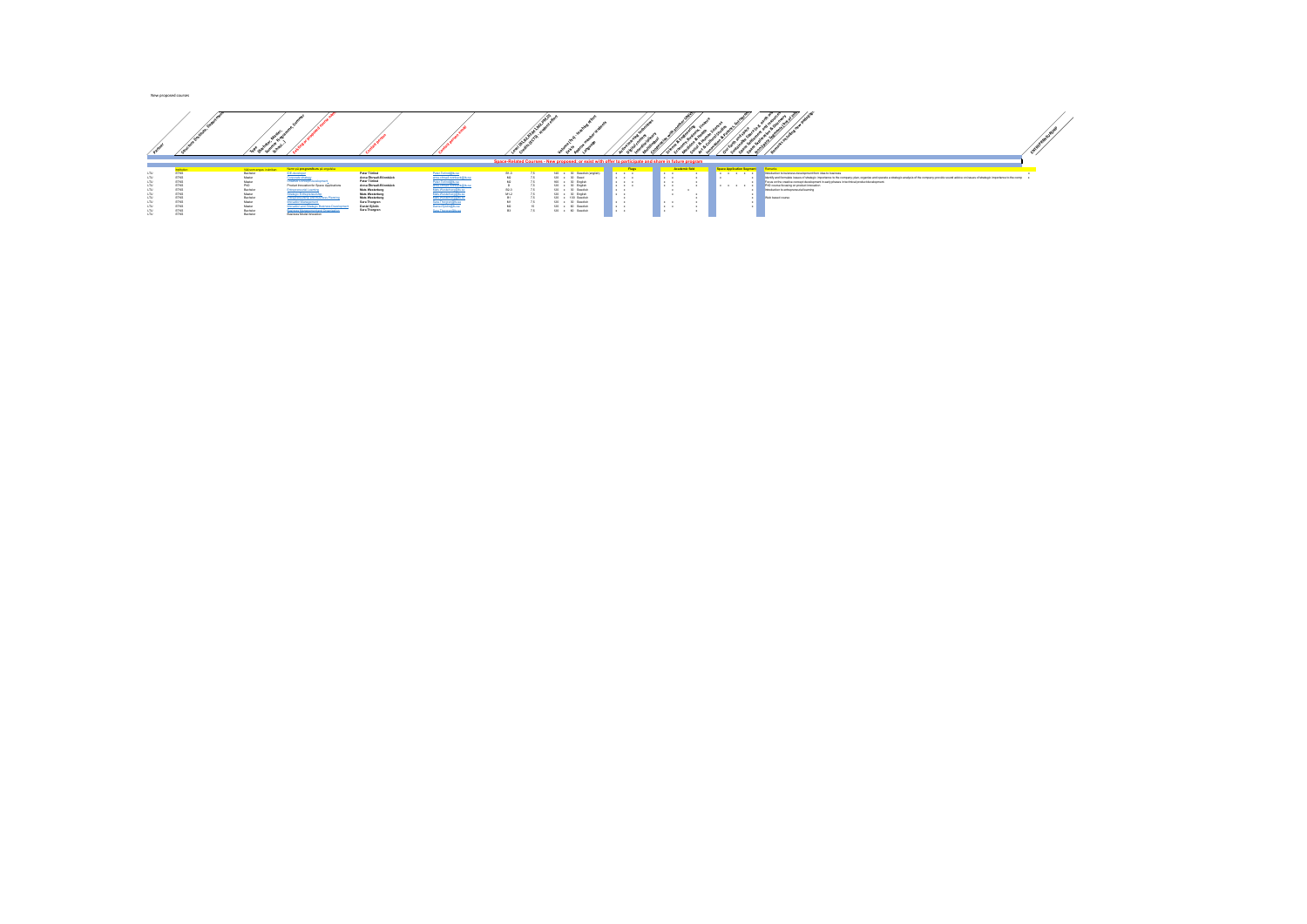New proposed courses

**Space-Related Courses - New proposed; or exist with offer to participate and share in future program**

| Partner | Affiliation (Faculty, Department) | Type (Bachelor, Master, Summer School…) | Existing or proposed course name | Contact person | Credits (ECTS) | Language | Remarks |
|---|---|---|---|---|---|---|---|
| LTU | ETKS | Bachelor | | Peter Törlind | 7.5 | Swedish (English) | Introduction to business development from idea to business |
| LTU | ETKS | Master | | Anna Öhrwall Rönnbäck | 7.5 | Swedish | Identify and formulate issues of strategic importance to the company plan, organize and operate a strategic analysis of the company, provide sound advice on issues of strategic importance to the company |
| LTU | ETKS | Master | | Peter Törlind | 7.5 | English | Focus on the creative concept development in early phases in individual product development |
| LTU | ETKS | PhD | Product Innovation for Space applications | Anna Öhrwall Rönnbäck | 7.5 | English | PhD course focusing on product innovation |
| LTU | ETKS | Bachelor | Entrepreneurial Learning | Mats Westerberg | 7.5 | Swedish | Introduction to entrepreneurial learning |
| LTU | ETKS | Master | | Mats Westerberg | 7.5 | English | |
| LTU | ETKS | Bachelor | | Mats Westerberg | 7.5 | Swedish | Web based course |
| LTU | ETKS | Master | | Sara Thorgren | 7.5 | Swedish | |
| LTU | ETKS | Master | | David Rylander | 15 | Swedish | |
| LTU | ETKS | Bachelor | | Sara Thorgren | 7.5 | Swedish | |
| LTU | ETKS | Bachelor | Business Model Innovation | | | | |